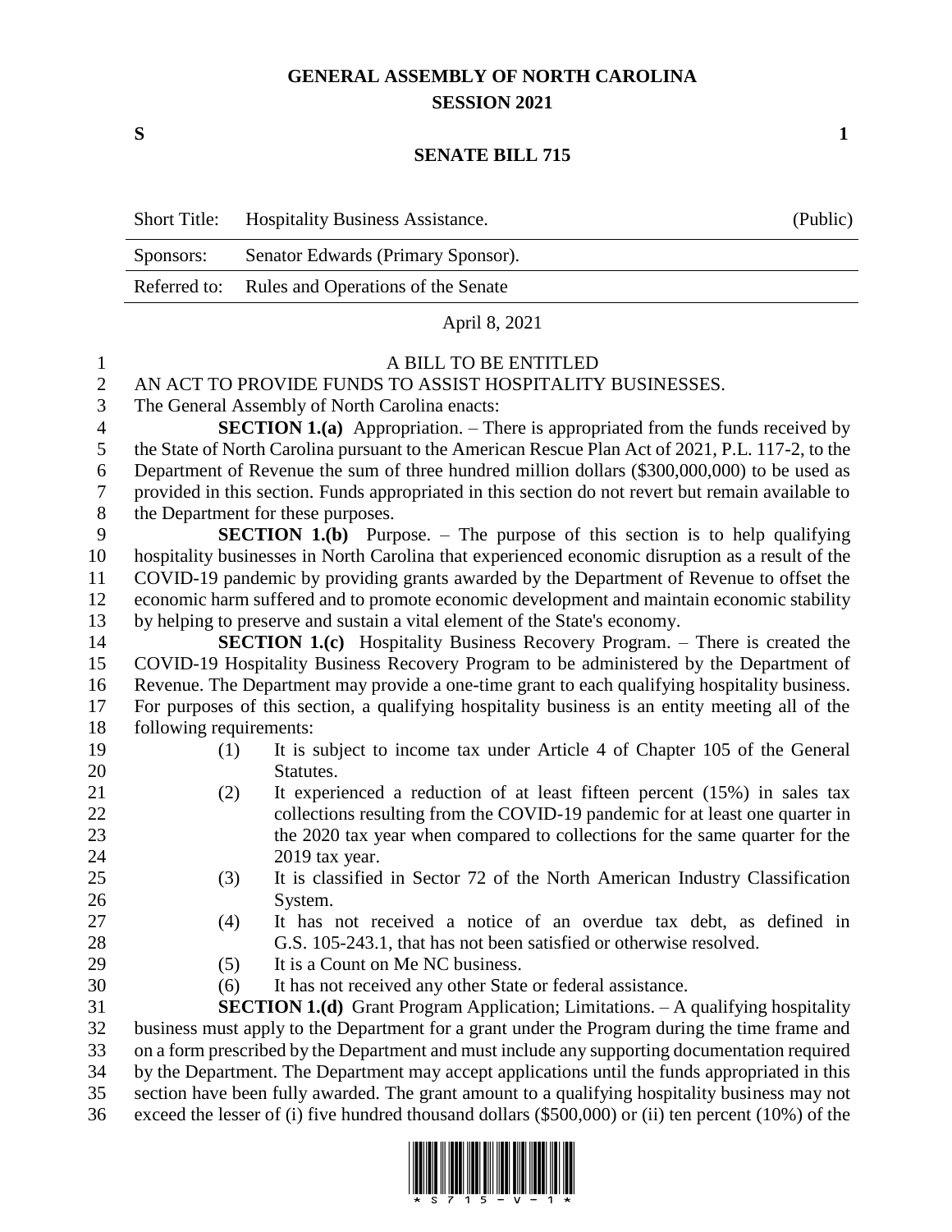# GENERAL ASSEMBLY OF NORTH CAROLINA
## SESSION 2021

**S** **1**

## SENATE BILL 715

| | | |
|---|---|---|
| Short Title: | Hospitality Business Assistance. | (Public) |
| Sponsors: | Senator Edwards (Primary Sponsor). | |
| Referred to: | Rules and Operations of the Senate | |

April 8, 2021

A BILL TO BE ENTITLED

AN ACT TO PROVIDE FUNDS TO ASSIST HOSPITALITY BUSINESSES.

The General Assembly of North Carolina enacts:

**SECTION 1.(a)** Appropriation. – There is appropriated from the funds received by the State of North Carolina pursuant to the American Rescue Plan Act of 2021, P.L. 117-2, to the Department of Revenue the sum of three hundred million dollars ($300,000,000) to be used as provided in this section. Funds appropriated in this section do not revert but remain available to the Department for these purposes.

**SECTION 1.(b)** Purpose. – The purpose of this section is to help qualifying hospitality businesses in North Carolina that experienced economic disruption as a result of the COVID-19 pandemic by providing grants awarded by the Department of Revenue to offset the economic harm suffered and to promote economic development and maintain economic stability by helping to preserve and sustain a vital element of the State's economy.

**SECTION 1.(c)** Hospitality Business Recovery Program. – There is created the COVID-19 Hospitality Business Recovery Program to be administered by the Department of Revenue. The Department may provide a one-time grant to each qualifying hospitality business. For purposes of this section, a qualifying hospitality business is an entity meeting all of the following requirements:

(1) It is subject to income tax under Article 4 of Chapter 105 of the General Statutes.

(2) It experienced a reduction of at least fifteen percent (15%) in sales tax collections resulting from the COVID-19 pandemic for at least one quarter in the 2020 tax year when compared to collections for the same quarter for the 2019 tax year.

(3) It is classified in Sector 72 of the North American Industry Classification System.

(4) It has not received a notice of an overdue tax debt, as defined in G.S. 105-243.1, that has not been satisfied or otherwise resolved.

(5) It is a Count on Me NC business.

(6) It has not received any other State or federal assistance.

**SECTION 1.(d)** Grant Program Application; Limitations. – A qualifying hospitality business must apply to the Department for a grant under the Program during the time frame and on a form prescribed by the Department and must include any supporting documentation required by the Department. The Department may accept applications until the funds appropriated in this section have been fully awarded. The grant amount to a qualifying hospitality business may not exceed the lesser of (i) five hundred thousand dollars ($500,000) or (ii) ten percent (10%) of the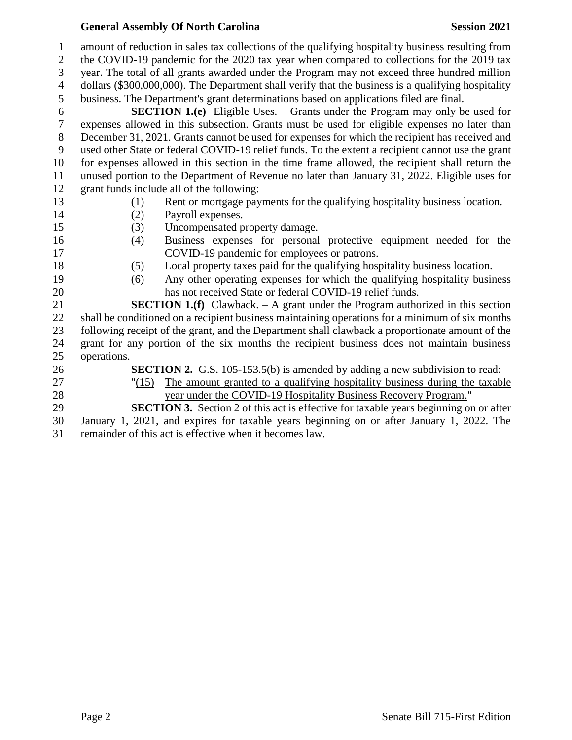amount of reduction in sales tax collections of the qualifying hospitality business resulting from the COVID-19 pandemic for the 2020 tax year when compared to collections for the 2019 tax year. The total of all grants awarded under the Program may not exceed three hundred million dollars ($300,000,000). The Department shall verify that the business is a qualifying hospitality business. The Department's grant determinations based on applications filed are final.

**SECTION 1.(e)** Eligible Uses. – Grants under the Program may only be used for expenses allowed in this subsection. Grants must be used for eligible expenses no later than December 31, 2021. Grants cannot be used for expenses for which the recipient has received and used other State or federal COVID-19 relief funds. To the extent a recipient cannot use the grant for expenses allowed in this section in the time frame allowed, the recipient shall return the unused portion to the Department of Revenue no later than January 31, 2022. Eligible uses for grant funds include all of the following:

(1) Rent or mortgage payments for the qualifying hospitality business location.

(2) Payroll expenses.

(3) Uncompensated property damage.

(4) Business expenses for personal protective equipment needed for the COVID-19 pandemic for employees or patrons.

(5) Local property taxes paid for the qualifying hospitality business location.

(6) Any other operating expenses for which the qualifying hospitality business has not received State or federal COVID-19 relief funds.

**SECTION 1.(f)** Clawback. – A grant under the Program authorized in this section shall be conditioned on a recipient business maintaining operations for a minimum of six months following receipt of the grant, and the Department shall clawback a proportionate amount of the grant for any portion of the six months the recipient business does not maintain business operations.

**SECTION 2.** G.S. 105-153.5(b) is amended by adding a new subdivision to read:

"(15) The amount granted to a qualifying hospitality business during the taxable year under the COVID-19 Hospitality Business Recovery Program."

**SECTION 3.** Section 2 of this act is effective for taxable years beginning on or after January 1, 2021, and expires for taxable years beginning on or after January 1, 2022. The remainder of this act is effective when it becomes law.